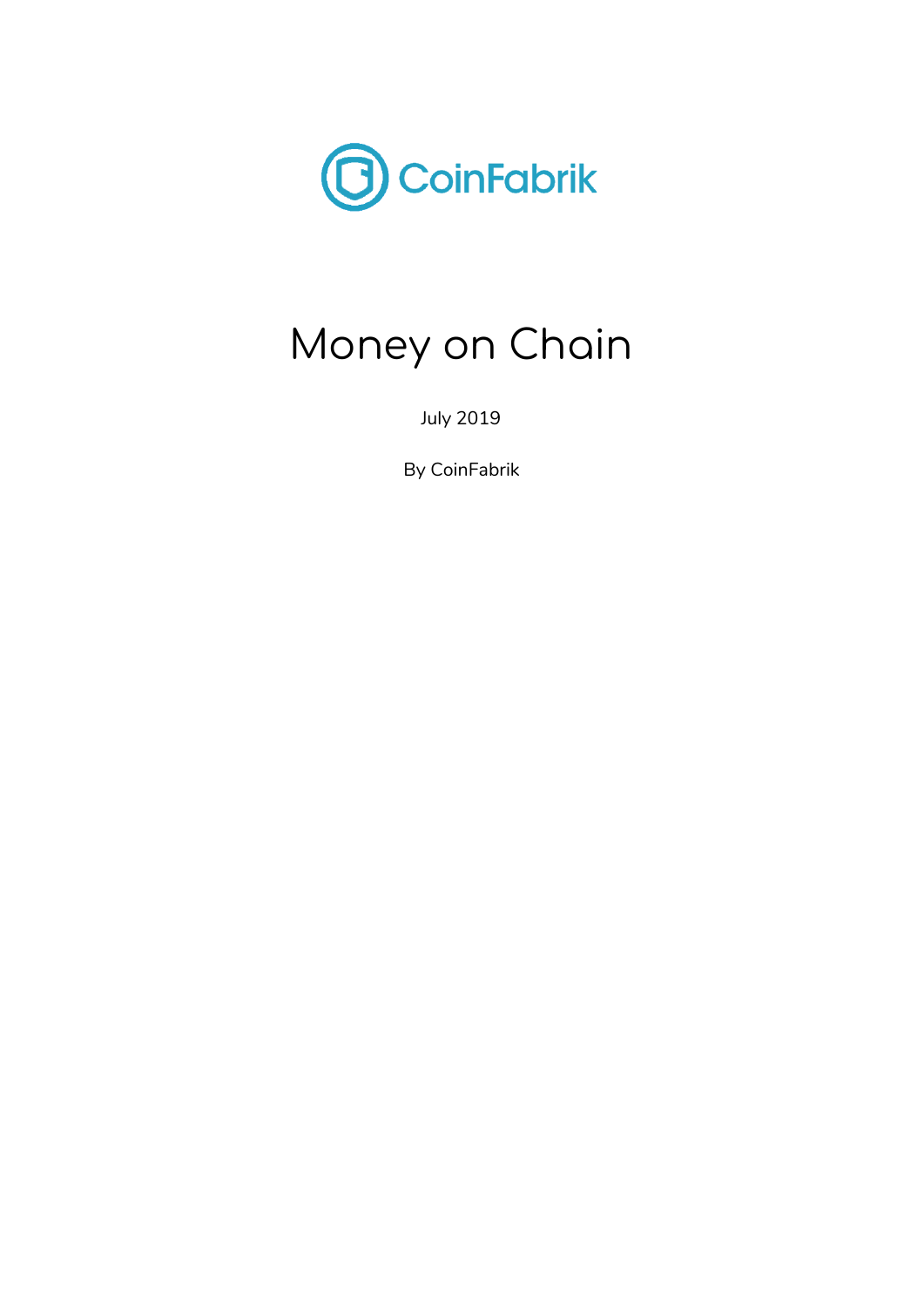CoinFabrik

# Money on Chain

July 2019

By CoinFabrik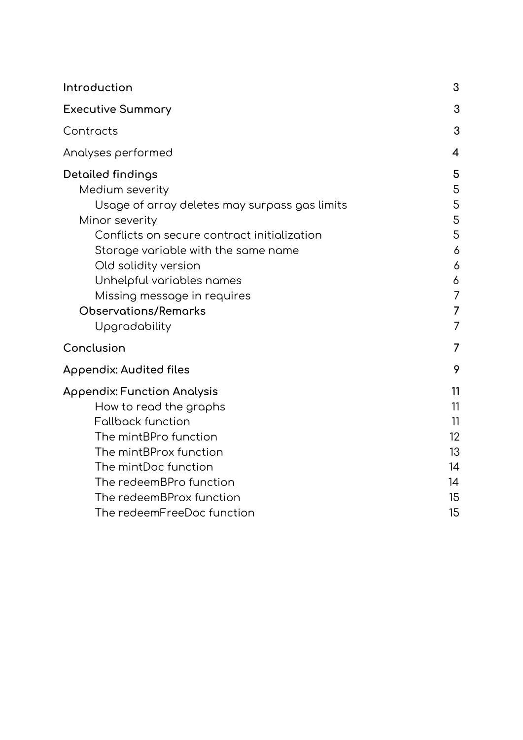| | |
|---|---|
| **Introduction** | 3 |
| **Executive Summary** | 3 |
| Contracts | 3 |
| Analyses performed | 4 |
| **Detailed findings** | 5 |
| &nbsp;&nbsp;&nbsp;&nbsp;Medium severity | 5 |
| &nbsp;&nbsp;&nbsp;&nbsp;&nbsp;&nbsp;&nbsp;&nbsp;Usage of array deletes may surpass gas limits | 5 |
| &nbsp;&nbsp;&nbsp;&nbsp;Minor severity | 5 |
| &nbsp;&nbsp;&nbsp;&nbsp;&nbsp;&nbsp;&nbsp;&nbsp;Conflicts on secure contract initialization | 5 |
| &nbsp;&nbsp;&nbsp;&nbsp;&nbsp;&nbsp;&nbsp;&nbsp;Storage variable with the same name | 6 |
| &nbsp;&nbsp;&nbsp;&nbsp;&nbsp;&nbsp;&nbsp;&nbsp;Old solidity version | 6 |
| &nbsp;&nbsp;&nbsp;&nbsp;&nbsp;&nbsp;&nbsp;&nbsp;Unhelpful variables names | 6 |
| &nbsp;&nbsp;&nbsp;&nbsp;&nbsp;&nbsp;&nbsp;&nbsp;Missing message in requires | 7 |
| &nbsp;&nbsp;&nbsp;&nbsp;**Observations/Remarks** | 7 |
| &nbsp;&nbsp;&nbsp;&nbsp;&nbsp;&nbsp;&nbsp;&nbsp;Upgradability | 7 |
| **Conclusion** | 7 |
| **Appendix: Audited files** | 9 |
| **Appendix: Function Analysis** | 11 |
| &nbsp;&nbsp;&nbsp;&nbsp;&nbsp;&nbsp;&nbsp;&nbsp;How to read the graphs | 11 |
| &nbsp;&nbsp;&nbsp;&nbsp;&nbsp;&nbsp;&nbsp;&nbsp;Fallback function | 11 |
| &nbsp;&nbsp;&nbsp;&nbsp;&nbsp;&nbsp;&nbsp;&nbsp;The mintBPro function | 12 |
| &nbsp;&nbsp;&nbsp;&nbsp;&nbsp;&nbsp;&nbsp;&nbsp;The mintBProx function | 13 |
| &nbsp;&nbsp;&nbsp;&nbsp;&nbsp;&nbsp;&nbsp;&nbsp;The mintDoc function | 14 |
| &nbsp;&nbsp;&nbsp;&nbsp;&nbsp;&nbsp;&nbsp;&nbsp;The redeemBPro function | 14 |
| &nbsp;&nbsp;&nbsp;&nbsp;&nbsp;&nbsp;&nbsp;&nbsp;The redeemBProx function | 15 |
| &nbsp;&nbsp;&nbsp;&nbsp;&nbsp;&nbsp;&nbsp;&nbsp;The redeemFreeDoc function | 15 |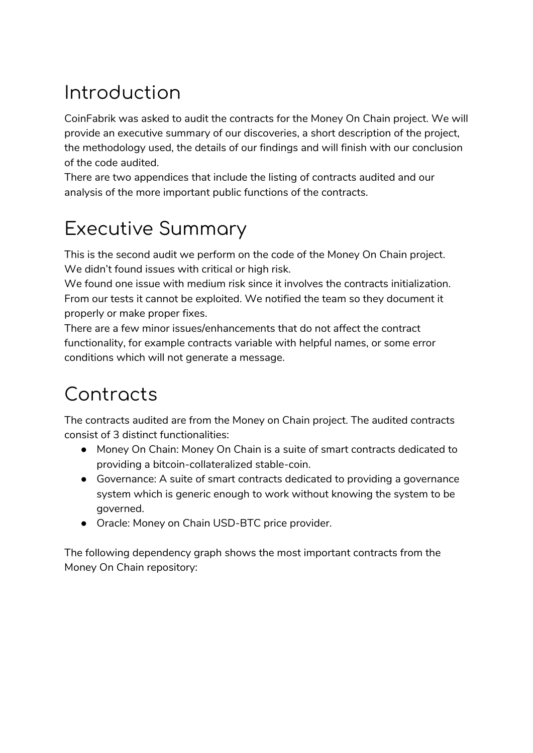# Introduction

CoinFabrik was asked to audit the contracts for the Money On Chain project. We will provide an executive summary of our discoveries, a short description of the project, the methodology used, the details of our findings and will finish with our conclusion of the code audited.
There are two appendices that include the listing of contracts audited and our analysis of the more important public functions of the contracts.

# Executive Summary

This is the second audit we perform on the code of the Money On Chain project.
We didn't found issues with critical or high risk.
We found one issue with medium risk since it involves the contracts initialization.
From our tests it cannot be exploited. We notified the team so they document it properly or make proper fixes.
There are a few minor issues/enhancements that do not affect the contract functionality, for example contracts variable with helpful names, or some error conditions which will not generate a message.

# Contracts

The contracts audited are from the Money on Chain project. The audited contracts consist of 3 distinct functionalities:

- Money On Chain: Money On Chain is a suite of smart contracts dedicated to providing a bitcoin-collateralized stable-coin.
- Governance: A suite of smart contracts dedicated to providing a governance system which is generic enough to work without knowing the system to be governed.
- Oracle: Money on Chain USD-BTC price provider.

The following dependency graph shows the most important contracts from the Money On Chain repository: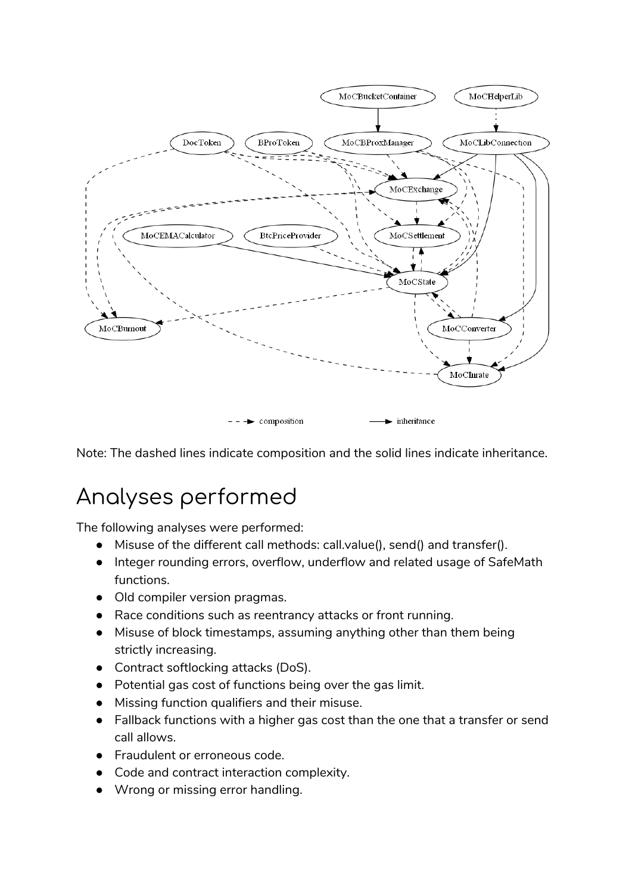Note: The dashed lines indicate composition and the solid lines indicate inheritance.

## Analyses performed

The following analyses were performed:

- Misuse of the different call methods: call.value(), send() and transfer().
- Integer rounding errors, overflow, underflow and related usage of SafeMath functions.
- Old compiler version pragmas.
- Race conditions such as reentrancy attacks or front running.
- Misuse of block timestamps, assuming anything other than them being strictly increasing.
- Contract softlocking attacks (DoS).
- Potential gas cost of functions being over the gas limit.
- Missing function qualifiers and their misuse.
- Fallback functions with a higher gas cost than the one that a transfer or send call allows.
- Fraudulent or erroneous code.
- Code and contract interaction complexity.
- Wrong or missing error handling.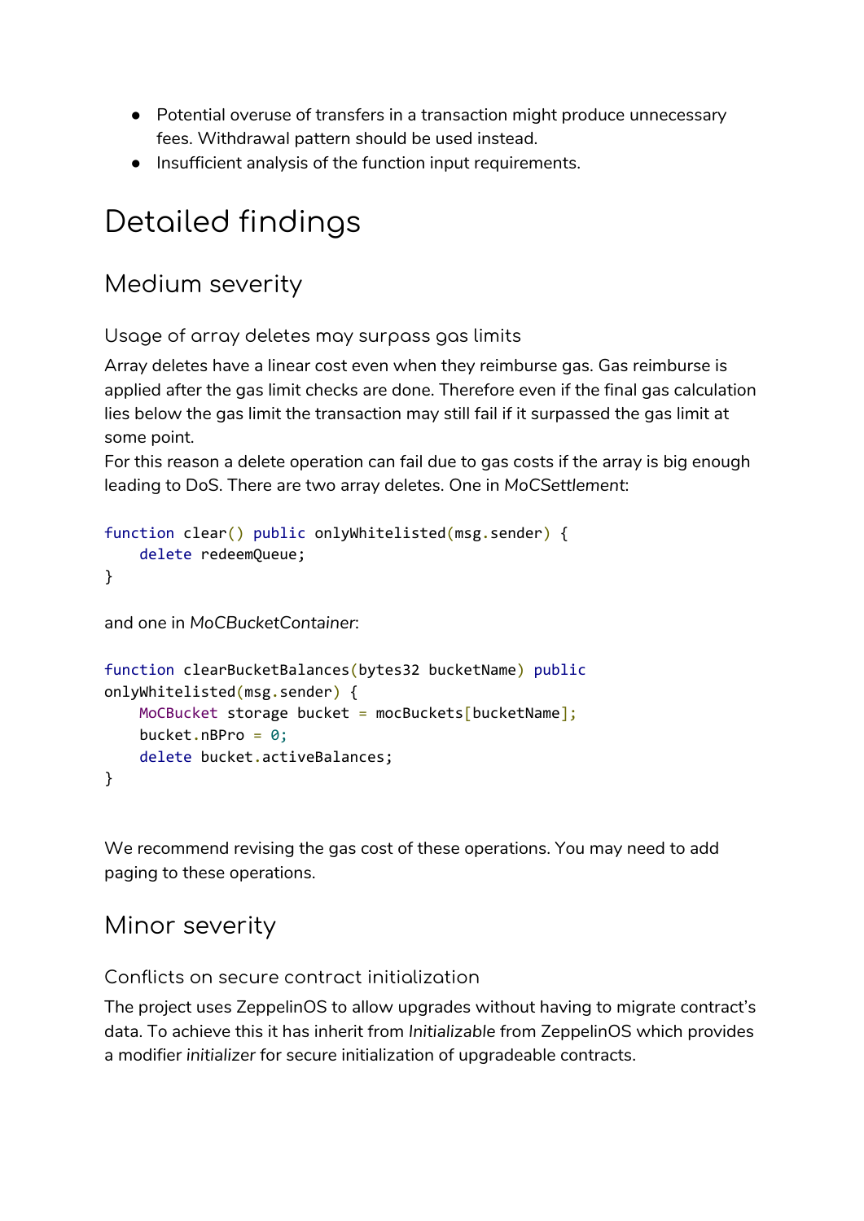- Potential overuse of transfers in a transaction might produce unnecessary fees. Withdrawal pattern should be used instead.
- Insufficient analysis of the function input requirements.

# Detailed findings

## Medium severity

### Usage of array deletes may surpass gas limits

Array deletes have a linear cost even when they reimburse gas. Gas reimburse is applied after the gas limit checks are done. Therefore even if the final gas calculation lies below the gas limit the transaction may still fail if it surpassed the gas limit at some point.
For this reason a delete operation can fail due to gas costs if the array is big enough leading to DoS. There are two array deletes. One in *MoCSettlement*:

```
function clear() public onlyWhitelisted(msg.sender) {
    delete redeemQueue;
}
```

and one in *MoCBucketContainer*:

```
function clearBucketBalances(bytes32 bucketName) public
onlyWhitelisted(msg.sender) {
    MoCBucket storage bucket = mocBuckets[bucketName];
    bucket.nBPro = 0;
    delete bucket.activeBalances;
}
```

We recommend revising the gas cost of these operations. You may need to add paging to these operations.

## Minor severity

### Conflicts on secure contract initialization

The project uses ZeppelinOS to allow upgrades without having to migrate contract's data. To achieve this it has inherit from *Initializable* from ZeppelinOS which provides a modifier *initializer* for secure initialization of upgradeable contracts.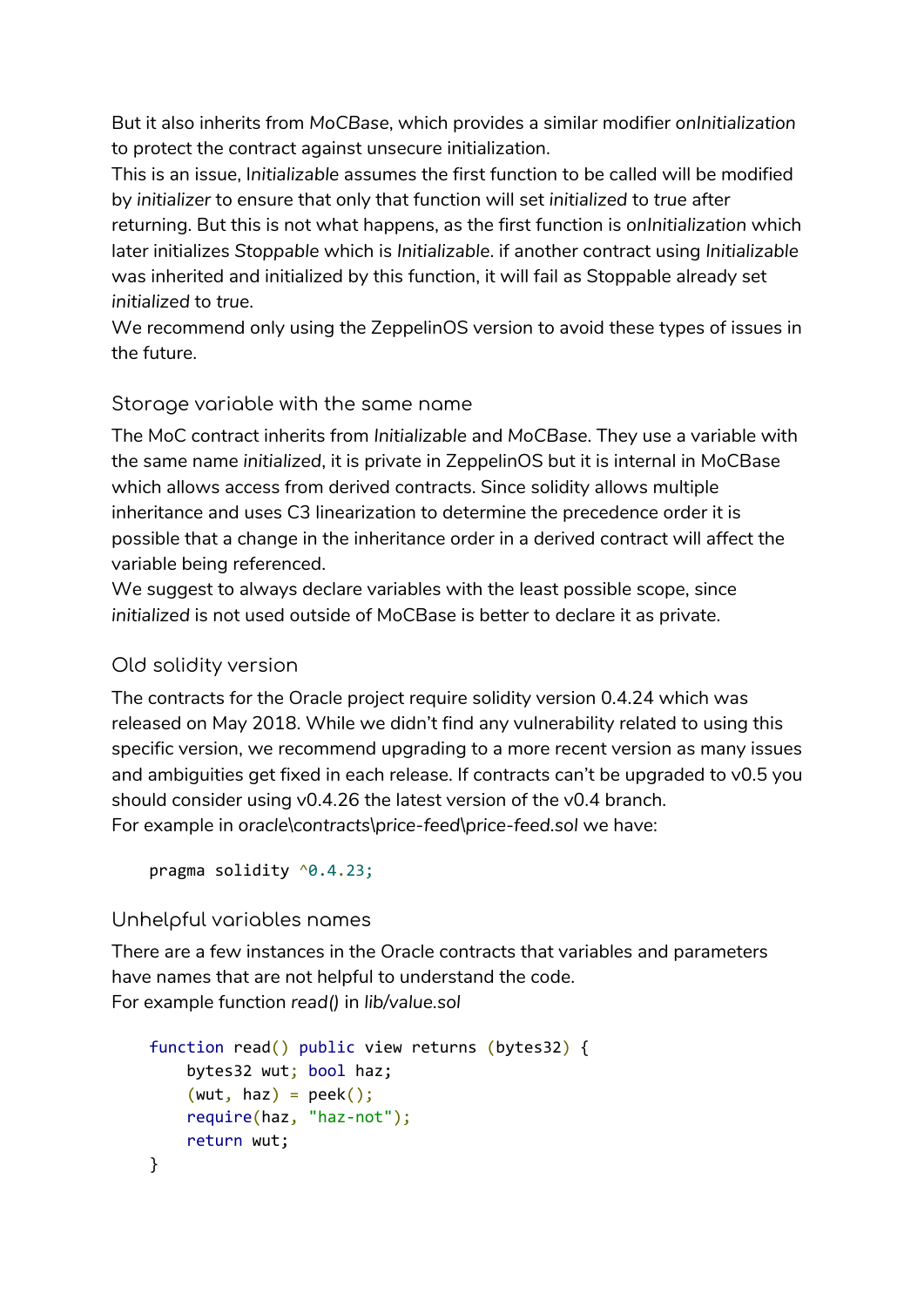But it also inherits from *MoCBase*, which provides a similar modifier *onInitialization* to protect the contract against unsecure initialization.
This is an issue, I*nitializable* assumes the first function to be called will be modified by *initializer* to ensure that only that function will set *initialized* to *true* after returning. But this is not what happens, as the first function is o*nInitialization* which later initializes *Stoppable* which is *Initializable*. if another contract using *Initializable* was inherited and initialized by this function, it will fail as Stoppable already set *initialized* to *true*.
We recommend only using the ZeppelinOS version to avoid these types of issues in the future.

### Storage variable with the same name

The MoC contract inherits from *Initializable* and *MoCBase*. They use a variable with the same name *initialized*, it is private in ZeppelinOS but it is internal in MoCBase which allows access from derived contracts. Since solidity allows multiple inheritance and uses C3 linearization to determine the precedence order it is possible that a change in the inheritance order in a derived contract will affect the variable being referenced.
We suggest to always declare variables with the least possible scope, since *initialized* is not used outside of MoCBase is better to declare it as private.

### Old solidity version

The contracts for the Oracle project require solidity version 0.4.24 which was released on May 2018. While we didn't find any vulnerability related to using this specific version, we recommend upgrading to a more recent version as many issues and ambiguities get fixed in each release. If contracts can't be upgraded to v0.5 you should consider using v0.4.26 the latest version of the v0.4 branch.
For example in *oracle\contracts\price-feed\price-feed.sol* we have:

```
pragma solidity ^0.4.23;
```

### Unhelpful variables names

There are a few instances in the Oracle contracts that variables and parameters have names that are not helpful to understand the code.
For example function *read()* in *lib/value.sol*

```
function read() public view returns (bytes32) {
    bytes32 wut; bool haz;
    (wut, haz) = peek();
    require(haz, "haz-not");
    return wut;
}
```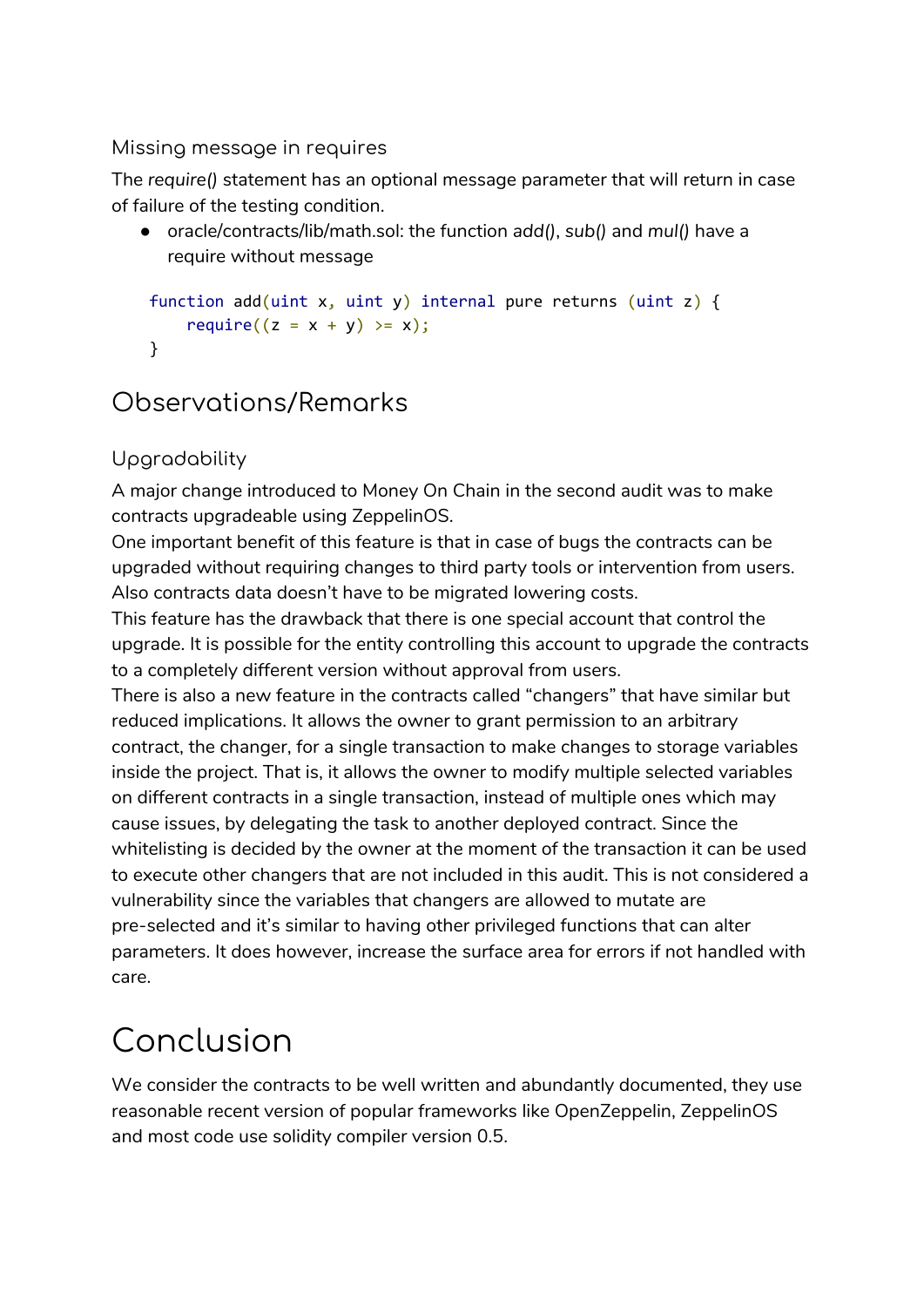### Missing message in requires

The *require()* statement has an optional message parameter that will return in case of failure of the testing condition.

- oracle/contracts/lib/math.sol: the function *add()*, *sub()* and *mul()* have a require without message

```
function add(uint x, uint y) internal pure returns (uint z) {
    require((z = x + y) >= x);
}
```

## Observations/Remarks

### Upgradability

A major change introduced to Money On Chain in the second audit was to make contracts upgradeable using ZeppelinOS.
One important benefit of this feature is that in case of bugs the contracts can be upgraded without requiring changes to third party tools or intervention from users. Also contracts data doesn't have to be migrated lowering costs.
This feature has the drawback that there is one special account that control the upgrade. It is possible for the entity controlling this account to upgrade the contracts to a completely different version without approval from users.
There is also a new feature in the contracts called "changers" that have similar but reduced implications. It allows the owner to grant permission to an arbitrary contract, the changer, for a single transaction to make changes to storage variables inside the project. That is, it allows the owner to modify multiple selected variables on different contracts in a single transaction, instead of multiple ones which may cause issues, by delegating the task to another deployed contract. Since the whitelisting is decided by the owner at the moment of the transaction it can be used to execute other changers that are not included in this audit. This is not considered a vulnerability since the variables that changers are allowed to mutate are pre-selected and it's similar to having other privileged functions that can alter parameters. It does however, increase the surface area for errors if not handled with care.

# Conclusion

We consider the contracts to be well written and abundantly documented, they use reasonable recent version of popular frameworks like OpenZeppelin, ZeppelinOS and most code use solidity compiler version 0.5.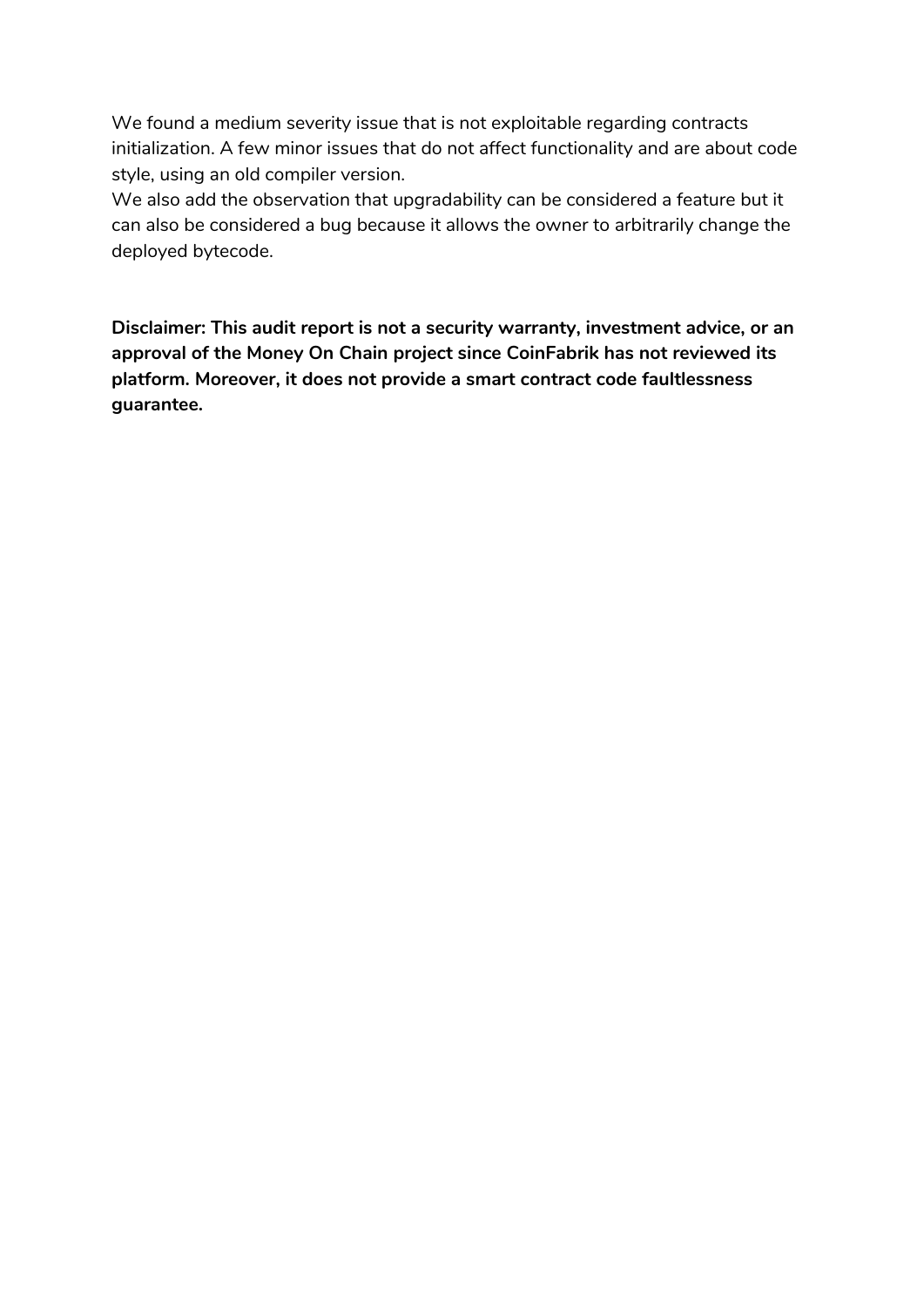We found a medium severity issue that is not exploitable regarding contracts initialization. A few minor issues that do not affect functionality and are about code style, using an old compiler version.
We also add the observation that upgradability can be considered a feature but it can also be considered a bug because it allows the owner to arbitrarily change the deployed bytecode.

**Disclaimer: This audit report is not a security warranty, investment advice, or an approval of the Money On Chain project since CoinFabrik has not reviewed its platform. Moreover, it does not provide a smart contract code faultlessness guarantee.**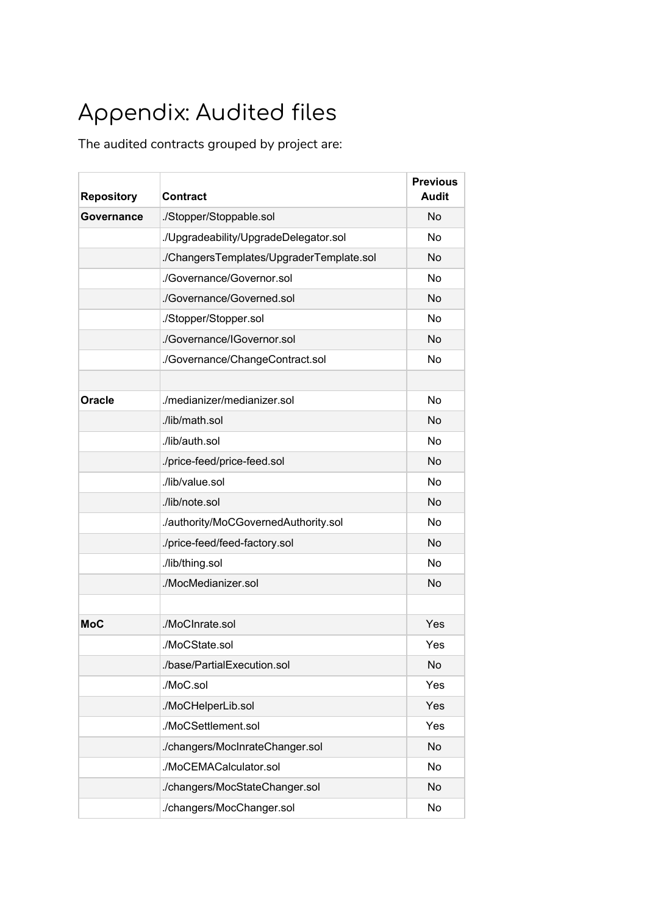# Appendix: Audited files

The audited contracts grouped by project are:

| Repository | Contract | Previous Audit |
|---|---|---|
| **Governance** | ./Stopper/Stoppable.sol | No |
| | ./Upgradeability/UpgradeDelegator.sol | No |
| | ./ChangersTemplates/UpgraderTemplate.sol | No |
| | ./Governance/Governor.sol | No |
| | ./Governance/Governed.sol | No |
| | ./Stopper/Stopper.sol | No |
| | ./Governance/IGovernor.sol | No |
| | ./Governance/ChangeContract.sol | No |
| | | |
| **Oracle** | ./medianizer/medianizer.sol | No |
| | ./lib/math.sol | No |
| | ./lib/auth.sol | No |
| | ./price-feed/price-feed.sol | No |
| | ./lib/value.sol | No |
| | ./lib/note.sol | No |
| | ./authority/MoCGovernedAuthority.sol | No |
| | ./price-feed/feed-factory.sol | No |
| | ./lib/thing.sol | No |
| | ./MocMedianizer.sol | No |
| | | |
| **MoC** | ./MoCInrate.sol | Yes |
| | ./MoCState.sol | Yes |
| | ./base/PartialExecution.sol | No |
| | ./MoC.sol | Yes |
| | ./MoCHelperLib.sol | Yes |
| | ./MoCSettlement.sol | Yes |
| | ./changers/MocInrateChanger.sol | No |
| | ./MoCEMACalculator.sol | No |
| | ./changers/MocStateChanger.sol | No |
| | ./changers/MocChanger.sol | No |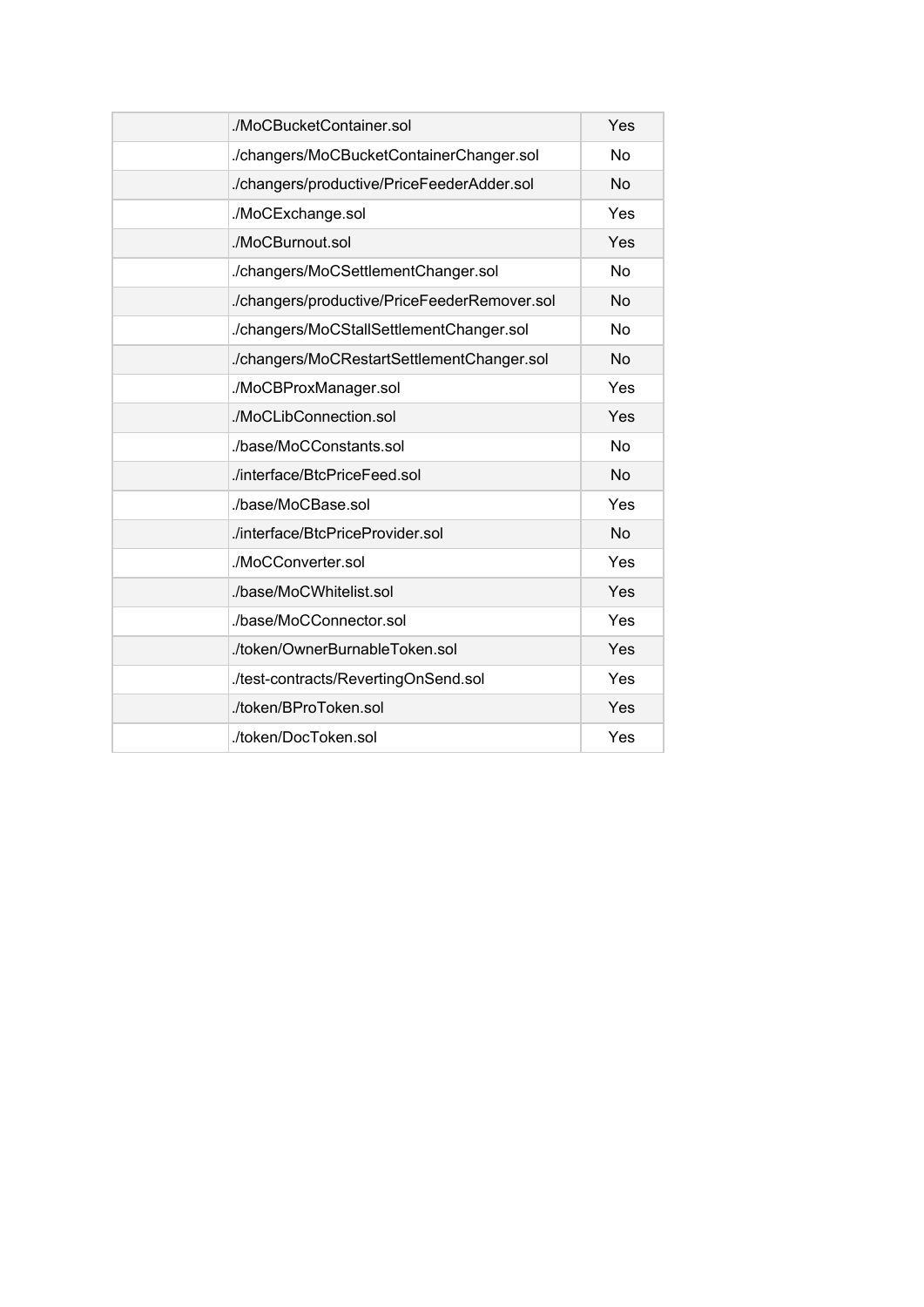| | | |
|---|---|---|
| | ./MoCBucketContainer.sol | Yes |
| | ./changers/MoCBucketContainerChanger.sol | No |
| | ./changers/productive/PriceFeederAdder.sol | No |
| | ./MoCExchange.sol | Yes |
| | ./MoCBurnout.sol | Yes |
| | ./changers/MoCSettlementChanger.sol | No |
| | ./changers/productive/PriceFeederRemover.sol | No |
| | ./changers/MoCStallSettlementChanger.sol | No |
| | ./changers/MoCRestartSettlementChanger.sol | No |
| | ./MoCBProxManager.sol | Yes |
| | ./MoCLibConnection.sol | Yes |
| | ./base/MoCConstants.sol | No |
| | ./interface/BtcPriceFeed.sol | No |
| | ./base/MoCBase.sol | Yes |
| | ./interface/BtcPriceProvider.sol | No |
| | ./MoCConverter.sol | Yes |
| | ./base/MoCWhitelist.sol | Yes |
| | ./base/MoCConnector.sol | Yes |
| | ./token/OwnerBurnableToken.sol | Yes |
| | ./test-contracts/RevertingOnSend.sol | Yes |
| | ./token/BProToken.sol | Yes |
| | ./token/DocToken.sol | Yes |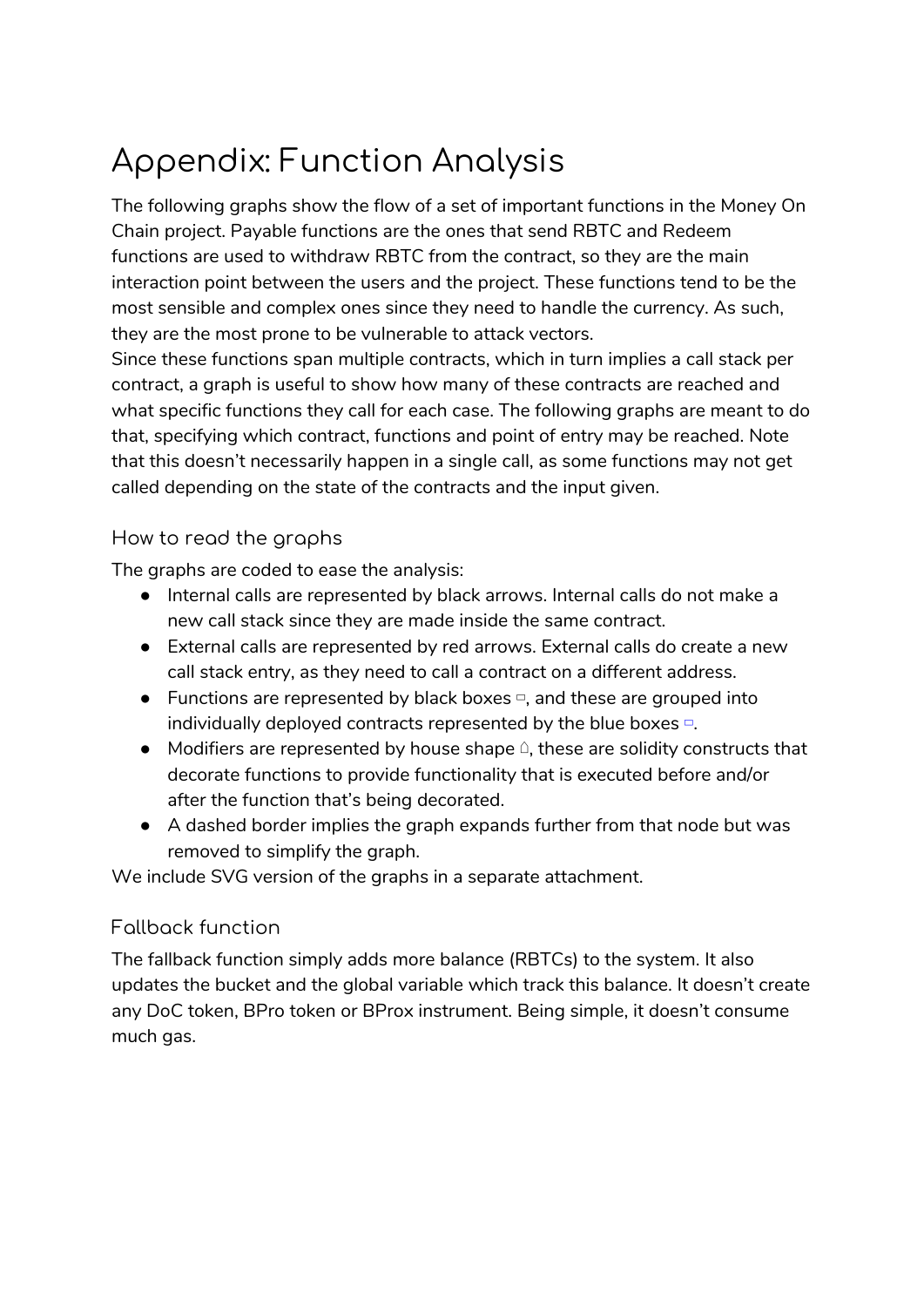# Appendix: Function Analysis

The following graphs show the flow of a set of important functions in the Money On Chain project. Payable functions are the ones that send RBTC and Redeem functions are used to withdraw RBTC from the contract, so they are the main interaction point between the users and the project. These functions tend to be the most sensible and complex ones since they need to handle the currency. As such, they are the most prone to be vulnerable to attack vectors.
Since these functions span multiple contracts, which in turn implies a call stack per contract, a graph is useful to show how many of these contracts are reached and what specific functions they call for each case. The following graphs are meant to do that, specifying which contract, functions and point of entry may be reached. Note that this doesn't necessarily happen in a single call, as some functions may not get called depending on the state of the contracts and the input given.

## How to read the graphs

The graphs are coded to ease the analysis:

- Internal calls are represented by black arrows. Internal calls do not make a new call stack since they are made inside the same contract.
- External calls are represented by red arrows. External calls do create a new call stack entry, as they need to call a contract on a different address.
- Functions are represented by black boxes ▭, and these are grouped into individually deployed contracts represented by the blue boxes ▭.
- Modifiers are represented by house shape ⌂, these are solidity constructs that decorate functions to provide functionality that is executed before and/or after the function that's being decorated.
- A dashed border implies the graph expands further from that node but was removed to simplify the graph.

We include SVG version of the graphs in a separate attachment.

## Fallback function

The fallback function simply adds more balance (RBTCs) to the system. It also updates the bucket and the global variable which track this balance. It doesn't create any DoC token, BPro token or BProx instrument. Being simple, it doesn't consume much gas.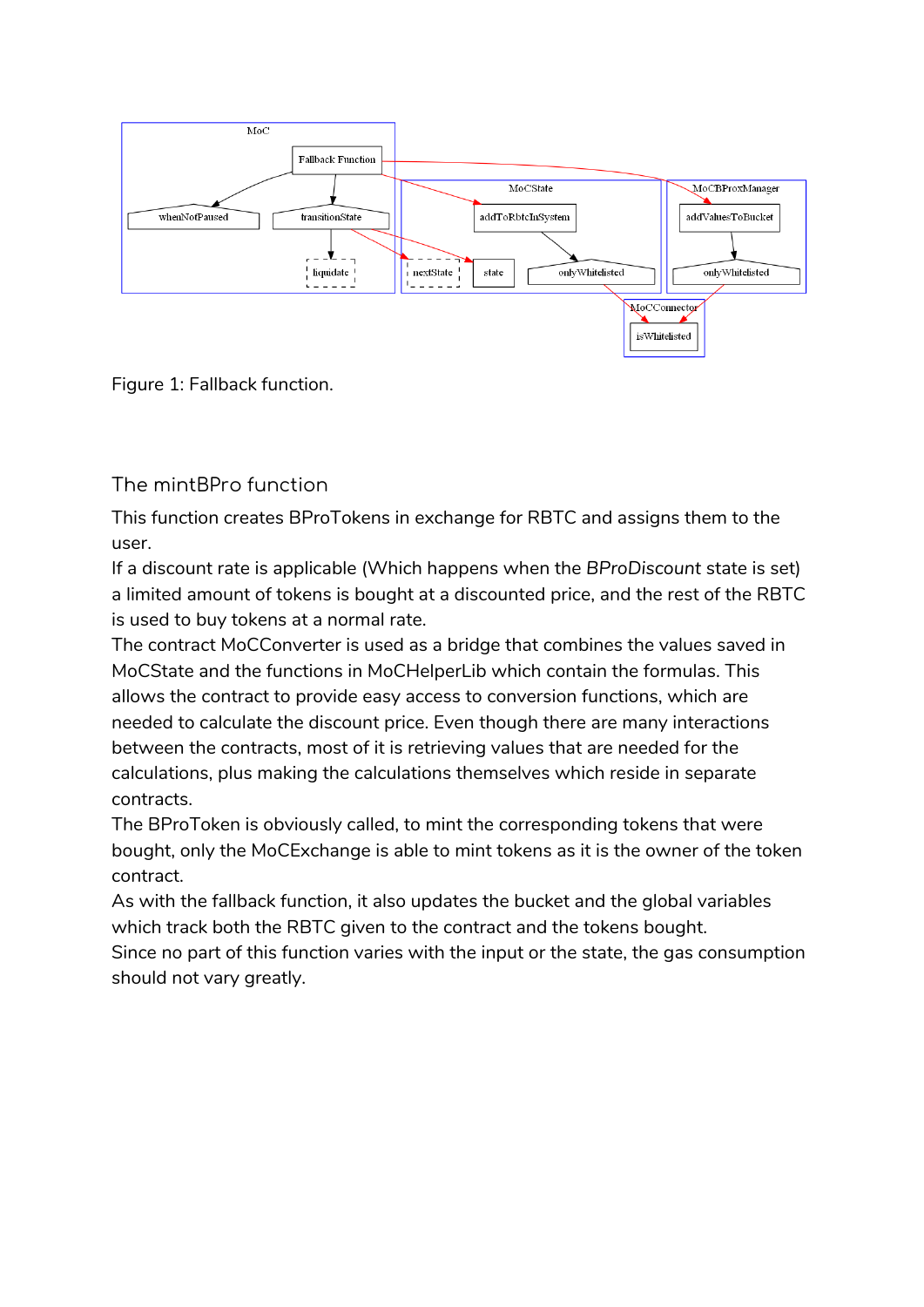Figure 1: Fallback function.

## The mintBPro function

This function creates BProTokens in exchange for RBTC and assigns them to the user.
If a discount rate is applicable (Which happens when the *BProDiscount* state is set) a limited amount of tokens is bought at a discounted price, and the rest of the RBTC is used to buy tokens at a normal rate.
The contract MoCConverter is used as a bridge that combines the values saved in MoCState and the functions in MoCHelperLib which contain the formulas. This allows the contract to provide easy access to conversion functions, which are needed to calculate the discount price. Even though there are many interactions between the contracts, most of it is retrieving values that are needed for the calculations, plus making the calculations themselves which reside in separate contracts.
The BProToken is obviously called, to mint the corresponding tokens that were bought, only the MoCExchange is able to mint tokens as it is the owner of the token contract.
As with the fallback function, it also updates the bucket and the global variables which track both the RBTC given to the contract and the tokens bought.
Since no part of this function varies with the input or the state, the gas consumption should not vary greatly.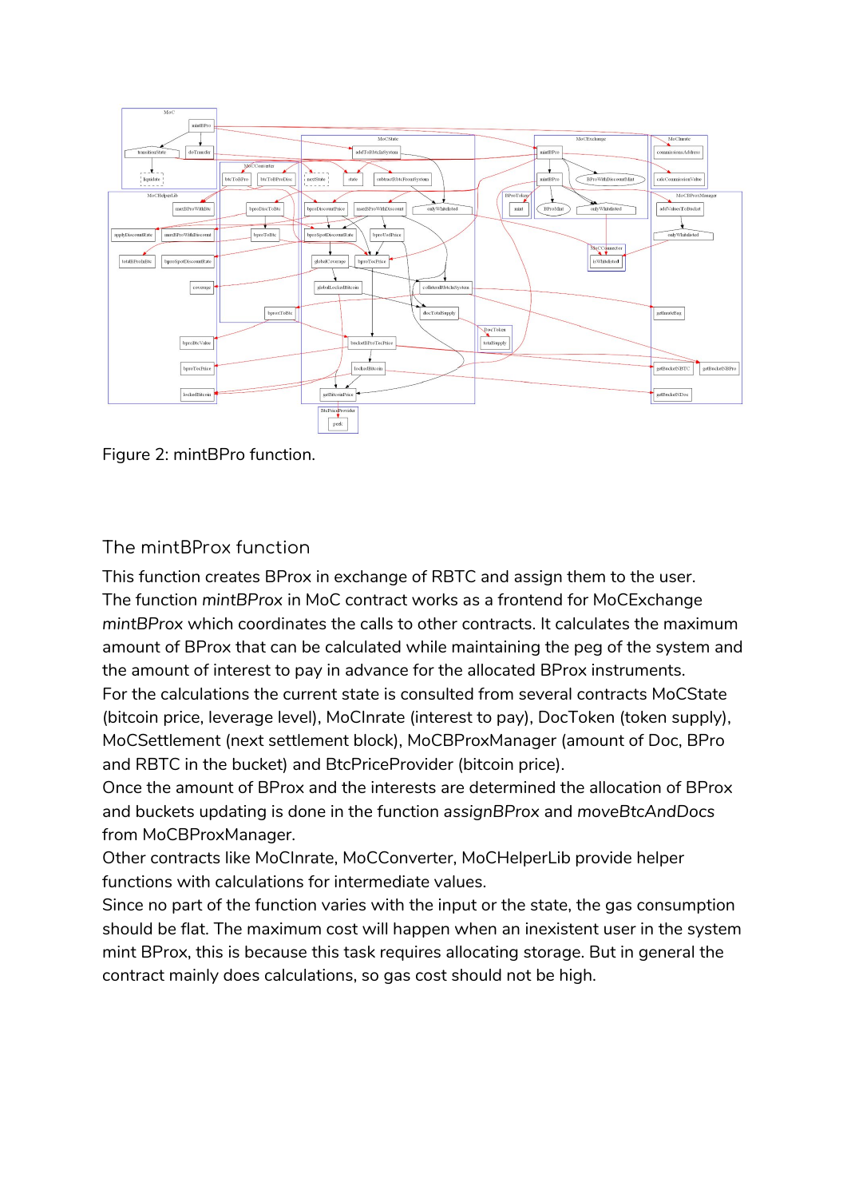Figure 2: mintBPro function.

## The mintBProx function

This function creates BProx in exchange of RBTC and assign them to the user.
The function *mintBProx* in MoC contract works as a frontend for MoCExchange *mintBProx* which coordinates the calls to other contracts. It calculates the maximum amount of BProx that can be calculated while maintaining the peg of the system and the amount of interest to pay in advance for the allocated BProx instruments.
For the calculations the current state is consulted from several contracts MoCState (bitcoin price, leverage level), MoCInrate (interest to pay), DocToken (token supply), MoCSettlement (next settlement block), MoCBProxManager (amount of Doc, BPro and RBTC in the bucket) and BtcPriceProvider (bitcoin price).
Once the amount of BProx and the interests are determined the allocation of BProx and buckets updating is done in the function *assignBProx* and *moveBtcAndDocs* from MoCBProxManager.
Other contracts like MoCInrate, MoCConverter, MoCHelperLib provide helper functions with calculations for intermediate values.
Since no part of the function varies with the input or the state, the gas consumption should be flat. The maximum cost will happen when an inexistent user in the system mint BProx, this is because this task requires allocating storage. But in general the contract mainly does calculations, so gas cost should not be high.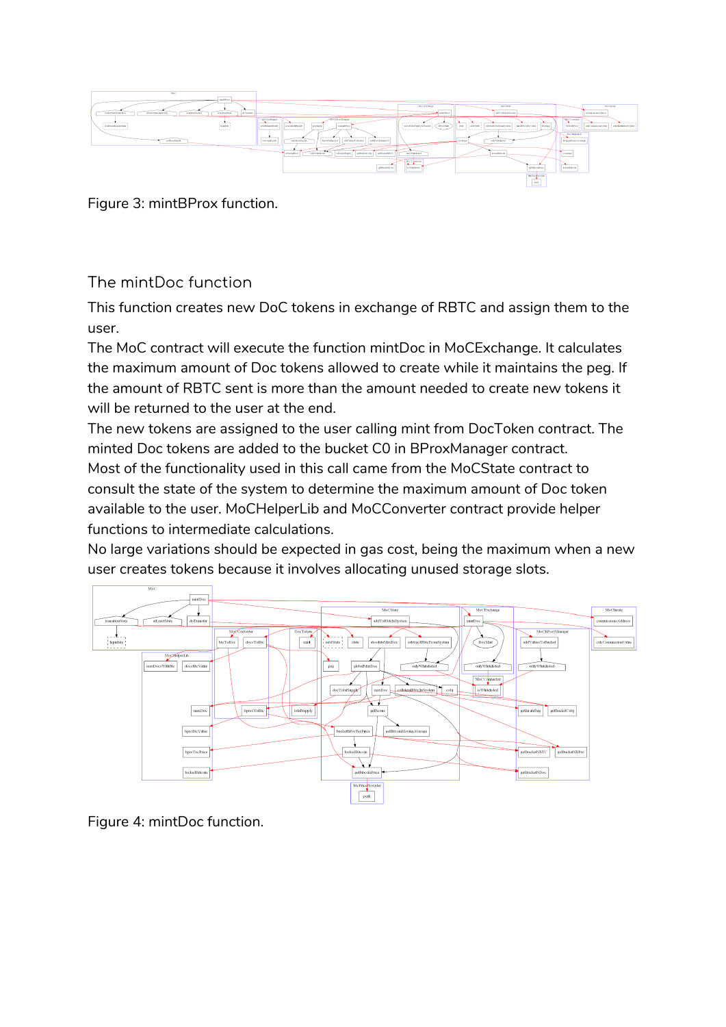Figure 3: mintBProx function.

## The mintDoc function

This function creates new DoC tokens in exchange of RBTC and assign them to the user.

The MoC contract will execute the function mintDoc in MoCExchange. It calculates the maximum amount of Doc tokens allowed to create while it maintains the peg. If the amount of RBTC sent is more than the amount needed to create new tokens it will be returned to the user at the end.

The new tokens are assigned to the user calling mint from DocToken contract. The minted Doc tokens are added to the bucket C0 in BProxManager contract.

Most of the functionality used in this call came from the MoCState contract to consult the state of the system to determine the maximum amount of Doc token available to the user. MoCHelperLib and MoCConverter contract provide helper functions to intermediate calculations.

No large variations should be expected in gas cost, being the maximum when a new user creates tokens because it involves allocating unused storage slots.

Figure 4: mintDoc function.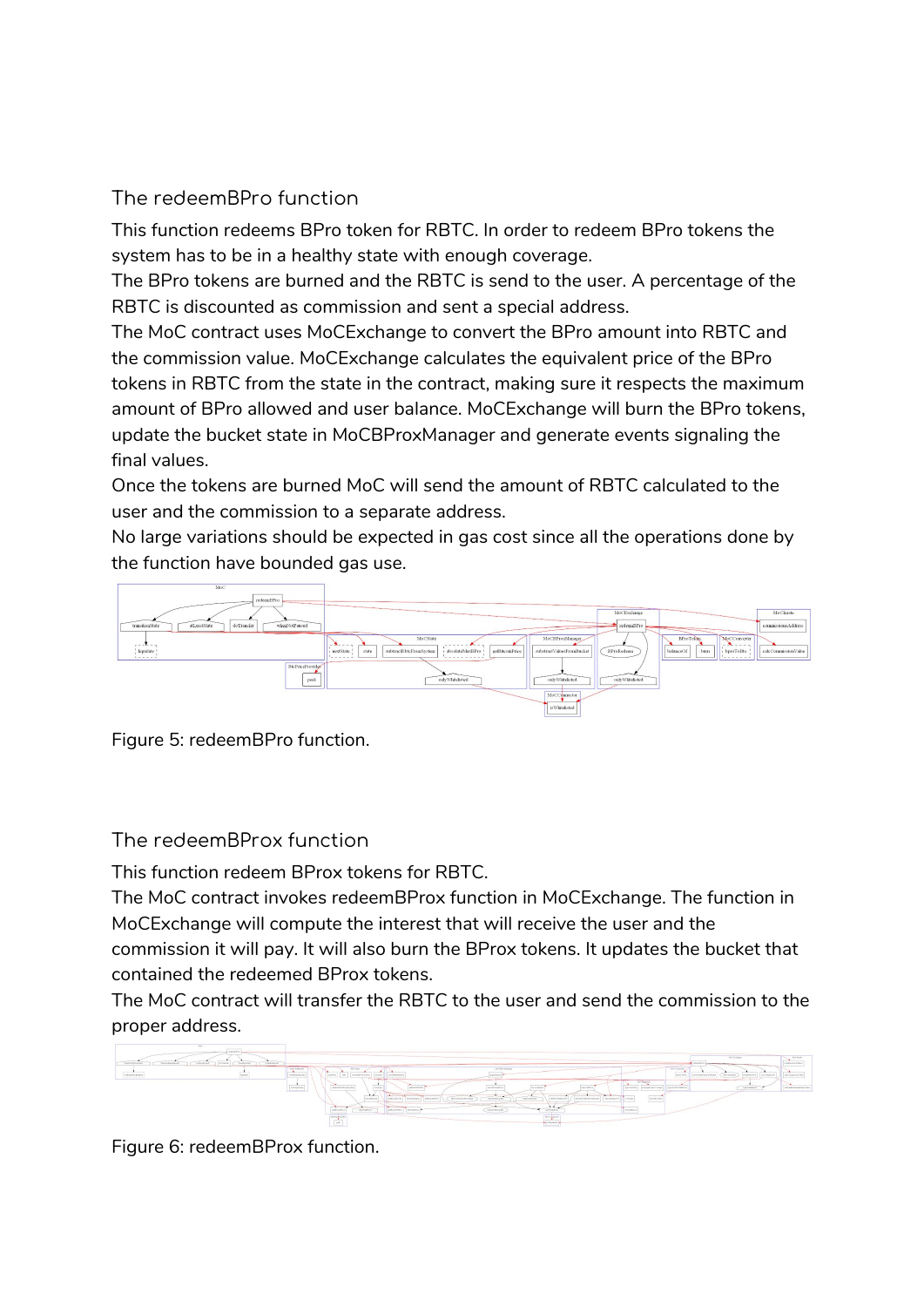## The redeemBPro function

This function redeems BPro token for RBTC. In order to redeem BPro tokens the system has to be in a healthy state with enough coverage.

The BPro tokens are burned and the RBTC is send to the user. A percentage of the RBTC is discounted as commission and sent a special address.

The MoC contract uses MoCExchange to convert the BPro amount into RBTC and the commission value. MoCExchange calculates the equivalent price of the BPro tokens in RBTC from the state in the contract, making sure it respects the maximum amount of BPro allowed and user balance. MoCExchange will burn the BPro tokens, update the bucket state in MoCBProxManager and generate events signaling the final values.

Once the tokens are burned MoC will send the amount of RBTC calculated to the user and the commission to a separate address.

No large variations should be expected in gas cost since all the operations done by the function have bounded gas use.

Figure 5: redeemBPro function.

## The redeemBProx function

This function redeem BProx tokens for RBTC.

The MoC contract invokes redeemBProx function in MoCExchange. The function in MoCExchange will compute the interest that will receive the user and the commission it will pay. It will also burn the BProx tokens. It updates the bucket that contained the redeemed BProx tokens.

The MoC contract will transfer the RBTC to the user and send the commission to the proper address.

Figure 6: redeemBProx function.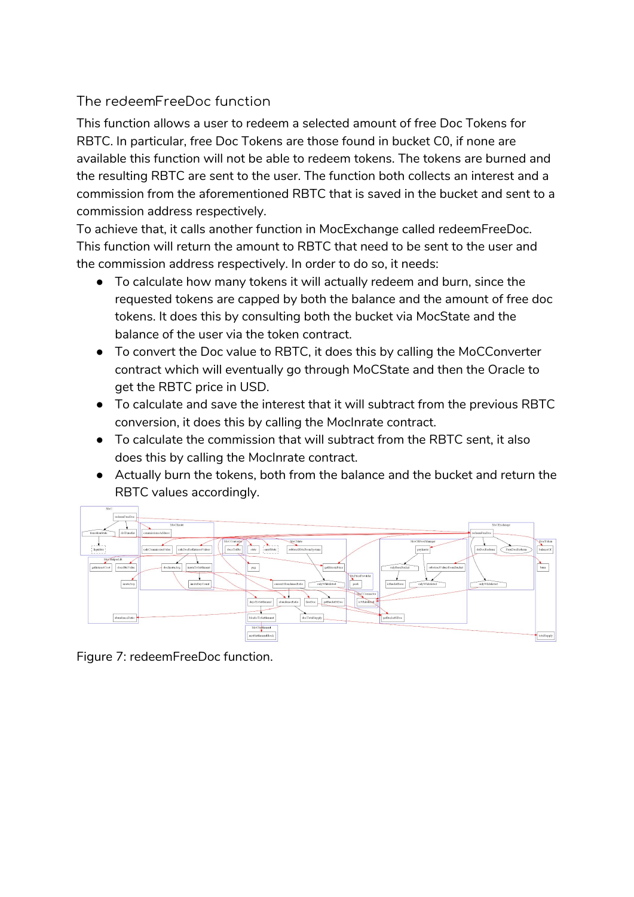## The redeemFreeDoc function

This function allows a user to redeem a selected amount of free Doc Tokens for RBTC. In particular, free Doc Tokens are those found in bucket C0, if none are available this function will not be able to redeem tokens. The tokens are burned and the resulting RBTC are sent to the user. The function both collects an interest and a commission from the aforementioned RBTC that is saved in the bucket and sent to a commission address respectively.

To achieve that, it calls another function in MocExchange called redeemFreeDoc. This function will return the amount to RBTC that need to be sent to the user and the commission address respectively. In order to do so, it needs:

- To calculate how many tokens it will actually redeem and burn, since the requested tokens are capped by both the balance and the amount of free doc tokens. It does this by consulting both the bucket via MocState and the balance of the user via the token contract.
- To convert the Doc value to RBTC, it does this by calling the MoCConverter contract which will eventually go through MoCState and then the Oracle to get the RBTC price in USD.
- To calculate and save the interest that it will subtract from the previous RBTC conversion, it does this by calling the MocInrate contract.
- To calculate the commission that will subtract from the RBTC sent, it also does this by calling the MocInrate contract.
- Actually burn the tokens, both from the balance and the bucket and return the RBTC values accordingly.

Figure 7: redeemFreeDoc function.